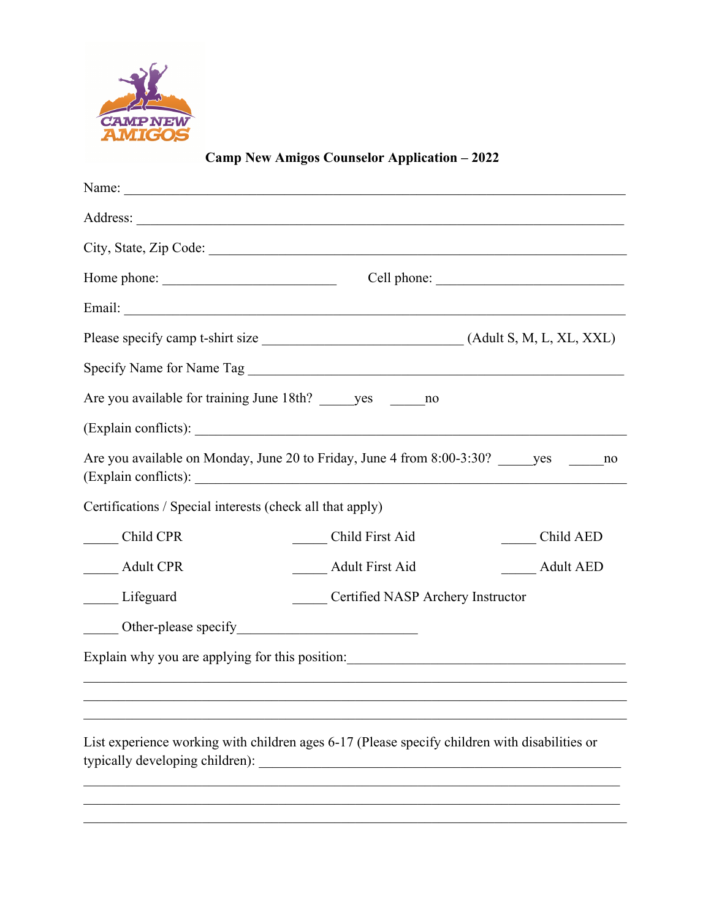# Camp New Amigos Counselor Application – 2022

Name: ______________________________________________________________________

Address: ____________________________________________________________________

City, State, Zip Code: _________________________________________________________

Home phone: ________________________ Cell phone: __________________________

Email: ______________________________________________________________________

Please specify camp t-shirt size ____________________________ (Adult S, M, L, XL, XXL)

Specify Name for Name Tag ____________________________________________________

Are you available for training June 18th? _____yes _____no

(Explain conflicts): ____________________________________________________________

Are you available on Monday, June 20 to Friday, June 4 from 8:00-3:30? _____yes _____no
(Explain conflicts): ____________________________________________________________

Certifications / Special interests (check all that apply)

_____ Child CPR _____ Child First Aid _____ Child AED

_____ Adult CPR _____ Adult First Aid _____ Adult AED

_____ Lifeguard _____ Certified NASP Archery Instructor

_____ Other-please specify_________________________

Explain why you are applying for this position:________________________________________

_____________________________________________________________________________

_____________________________________________________________________________

_____________________________________________________________________________

List experience working with children ages 6-17 (Please specify children with disabilities or typically developing children): _____________________________________________________

_____________________________________________________________________________

_____________________________________________________________________________

_____________________________________________________________________________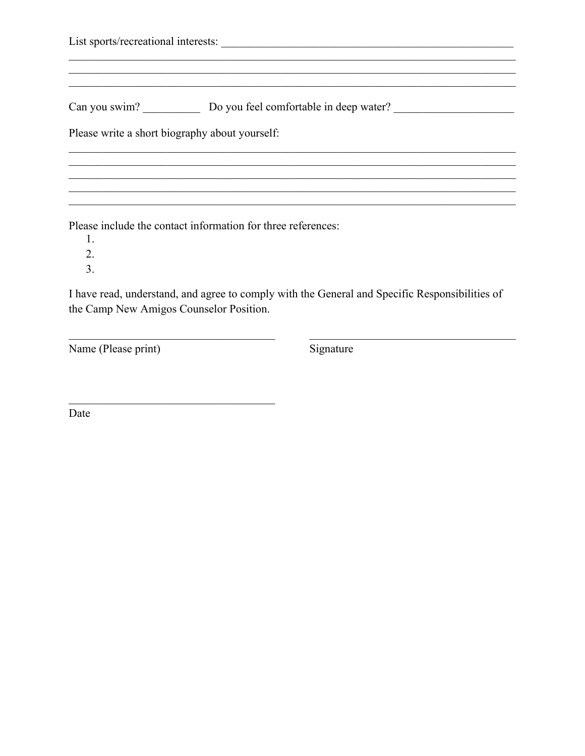List sports/recreational interests: ____________________________________________________
________________________________________________________________________________
________________________________________________________________________________
________________________________________________________________________________

Can you swim? __________ Do you feel comfortable in deep water? _____________________

Please write a short biography about yourself:

________________________________________________________________________________
________________________________________________________________________________
________________________________________________________________________________
________________________________________________________________________________
________________________________________________________________________________

Please include the contact information for three references:

1. 
2. 
3. 

I have read, understand, and agree to comply with the General and Specific Responsibilities of the Camp New Amigos Counselor Position.

_____________________________________ _____________________________________

Name (Please print) Signature

_____________________________________

Date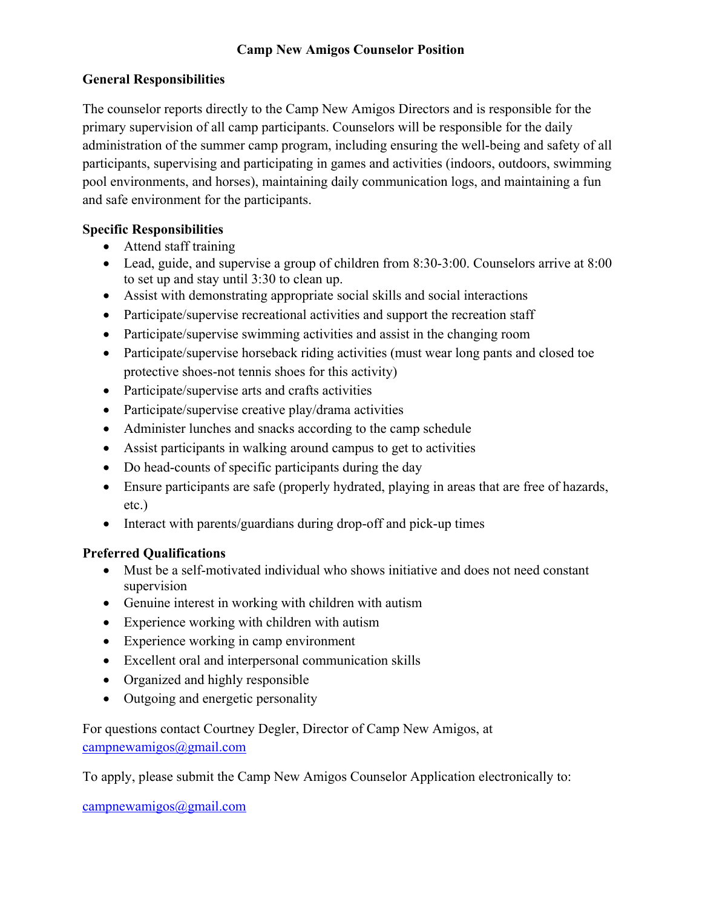# Camp New Amigos Counselor Position

## General Responsibilities

The counselor reports directly to the Camp New Amigos Directors and is responsible for the primary supervision of all camp participants. Counselors will be responsible for the daily administration of the summer camp program, including ensuring the well-being and safety of all participants, supervising and participating in games and activities (indoors, outdoors, swimming pool environments, and horses), maintaining daily communication logs, and maintaining a fun and safe environment for the participants.

## Specific Responsibilities

- Attend staff training
- Lead, guide, and supervise a group of children from 8:30-3:00. Counselors arrive at 8:00 to set up and stay until 3:30 to clean up.
- Assist with demonstrating appropriate social skills and social interactions
- Participate/supervise recreational activities and support the recreation staff
- Participate/supervise swimming activities and assist in the changing room
- Participate/supervise horseback riding activities (must wear long pants and closed toe protective shoes-not tennis shoes for this activity)
- Participate/supervise arts and crafts activities
- Participate/supervise creative play/drama activities
- Administer lunches and snacks according to the camp schedule
- Assist participants in walking around campus to get to activities
- Do head-counts of specific participants during the day
- Ensure participants are safe (properly hydrated, playing in areas that are free of hazards, etc.)
- Interact with parents/guardians during drop-off and pick-up times

## Preferred Qualifications

- Must be a self-motivated individual who shows initiative and does not need constant supervision
- Genuine interest in working with children with autism
- Experience working with children with autism
- Experience working in camp environment
- Excellent oral and interpersonal communication skills
- Organized and highly responsible
- Outgoing and energetic personality

For questions contact Courtney Degler, Director of Camp New Amigos, at campnewamigos@gmail.com

To apply, please submit the Camp New Amigos Counselor Application electronically to:

campnewamigos@gmail.com